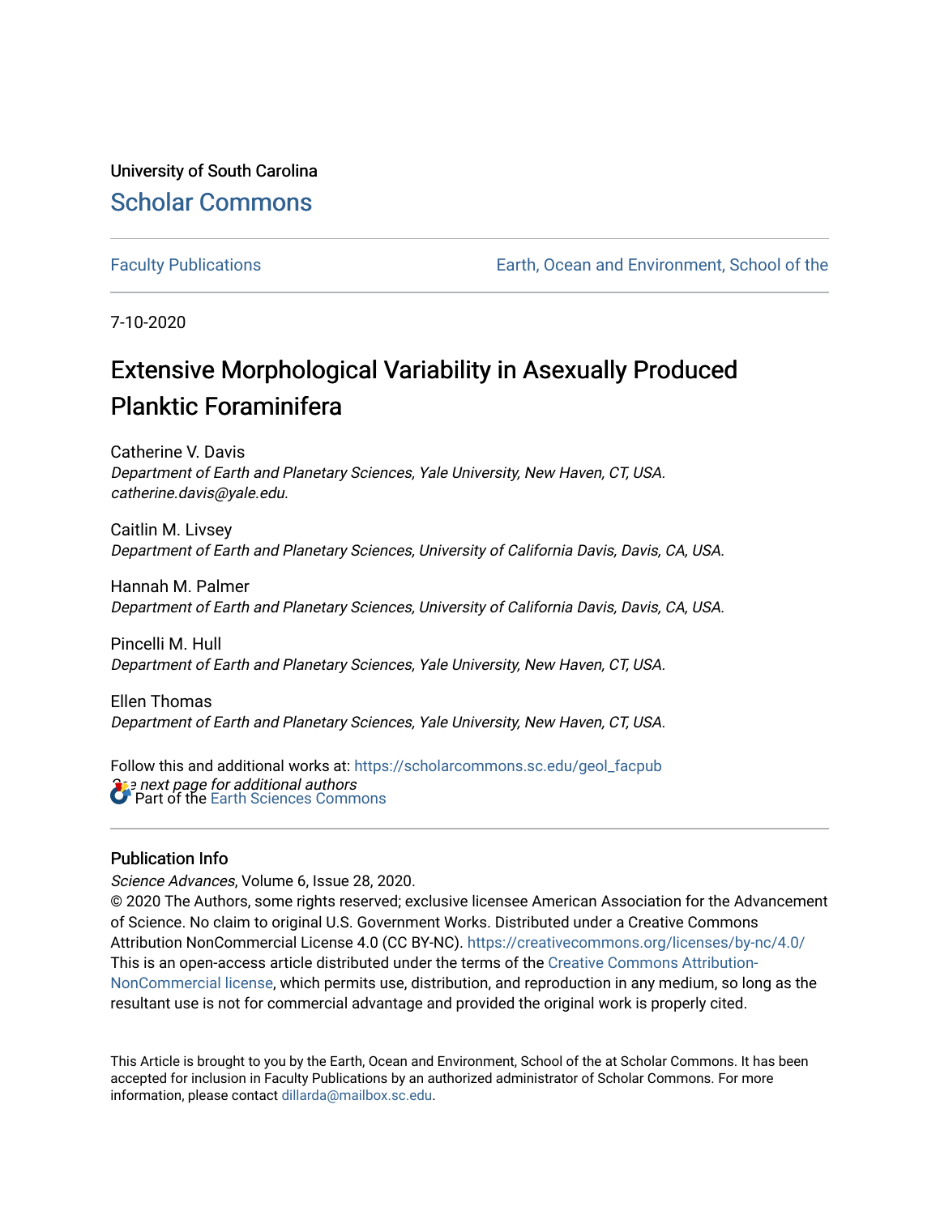University of South Carolina

# Scholar Commons

Faculty Publications | Earth, Ocean and Environment, School of the

7-10-2020

# Extensive Morphological Variability in Asexually Produced Planktic Foraminifera

Catherine V. Davis
*Department of Earth and Planetary Sciences, Yale University, New Haven, CT, USA. catherine.davis@yale.edu.*

Caitlin M. Livsey
*Department of Earth and Planetary Sciences, University of California Davis, Davis, CA, USA.*

Hannah M. Palmer
*Department of Earth and Planetary Sciences, University of California Davis, Davis, CA, USA.*

Pincelli M. Hull
*Department of Earth and Planetary Sciences, Yale University, New Haven, CT, USA.*

Ellen Thomas
*Department of Earth and Planetary Sciences, Yale University, New Haven, CT, USA.*

Follow this and additional works at: https://scholarcommons.sc.edu/geol_facpub

*See next page for additional authors*

Part of the Earth Sciences Commons

## Publication Info

*Science Advances*, Volume 6, Issue 28, 2020.

© 2020 The Authors, some rights reserved; exclusive licensee American Association for the Advancement of Science. No claim to original U.S. Government Works. Distributed under a Creative Commons Attribution NonCommercial License 4.0 (CC BY-NC). https://creativecommons.org/licenses/by-nc/4.0/

This is an open-access article distributed under the terms of the Creative Commons Attribution-NonCommercial license, which permits use, distribution, and reproduction in any medium, so long as the resultant use is not for commercial advantage and provided the original work is properly cited.

This Article is brought to you by the Earth, Ocean and Environment, School of the at Scholar Commons. It has been accepted for inclusion in Faculty Publications by an authorized administrator of Scholar Commons. For more information, please contact dillarda@mailbox.sc.edu.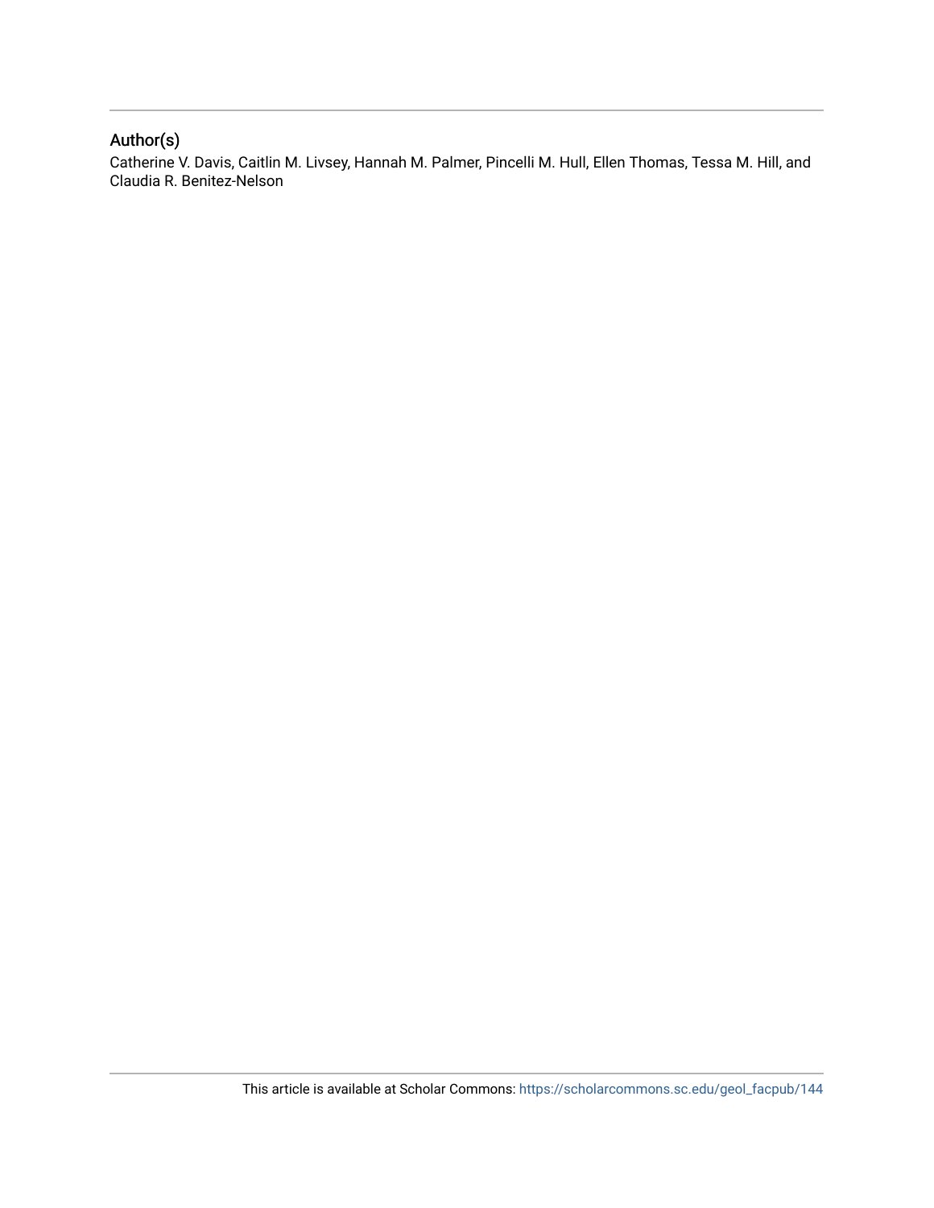## Author(s)

Catherine V. Davis, Caitlin M. Livsey, Hannah M. Palmer, Pincelli M. Hull, Ellen Thomas, Tessa M. Hill, and Claudia R. Benitez-Nelson

This article is available at Scholar Commons: https://scholarcommons.sc.edu/geol_facpub/144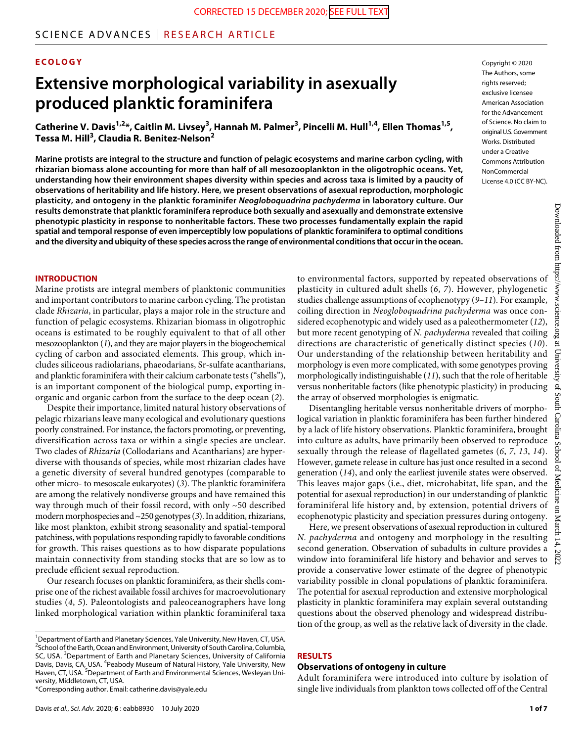CORRECTED 15 DECEMBER 2020; SEE FULL TEXT

## ECOLOGY

# Extensive morphological variability in asexually produced planktic foraminifera

**Catherine V. Davis[1,2]*, Caitlin M. Livsey[3], Hannah M. Palmer[3], Pincelli M. Hull[1,4], Ellen Thomas[1,5], Tessa M. Hill[3], Claudia R. Benitez-Nelson[2]**

Copyright © 2020 The Authors, some rights reserved; exclusive licensee American Association for the Advancement of Science. No claim to original U.S. Government Works. Distributed under a Creative Commons Attribution NonCommercial License 4.0 (CC BY-NC).

**Marine protists are integral to the structure and function of pelagic ecosystems and marine carbon cycling, with rhizarian biomass alone accounting for more than half of all mesozooplankton in the oligotrophic oceans. Yet, understanding how their environment shapes diversity within species and across taxa is limited by a paucity of observations of heritability and life history. Here, we present observations of asexual reproduction, morphologic plasticity, and ontogeny in the planktic foraminifer *Neogloboquadrina pachyderma* in laboratory culture. Our results demonstrate that planktic foraminifera reproduce both sexually and asexually and demonstrate extensive phenotypic plasticity in response to nonheritable factors. These two processes fundamentally explain the rapid spatial and temporal response of even imperceptibly low populations of planktic foraminifera to optimal conditions and the diversity and ubiquity of these species across the range of environmental conditions that occur in the ocean.**

## INTRODUCTION

Marine protists are integral members of planktonic communities and important contributors to marine carbon cycling. The protistan clade *Rhizaria*, in particular, plays a major role in the structure and function of pelagic ecosystems. Rhizarian biomass in oligotrophic oceans is estimated to be roughly equivalent to that of all other mesozooplankton (*1*), and they are major players in the biogeochemical cycling of carbon and associated elements. This group, which includes siliceous radiolarians, phaeodarians, Sr-sulfate acantharians, and planktic foraminifera with their calcium carbonate tests ("shells"), is an important component of the biological pump, exporting inorganic and organic carbon from the surface to the deep ocean (*2*).

Despite their importance, limited natural history observations of pelagic rhizarians leave many ecological and evolutionary questions poorly constrained. For instance, the factors promoting, or preventing, diversification across taxa or within a single species are unclear. Two clades of *Rhizaria* (Collodarians and Acantharians) are hyperdiverse with thousands of species, while most rhizarian clades have a genetic diversity of several hundred genotypes (comparable to other micro- to mesoscale eukaryotes) (*3*). The planktic foraminifera are among the relatively nondiverse groups and have remained this way through much of their fossil record, with only ~50 described modern morphospecies and ~250 genotypes (*3*). In addition, rhizarians, like most plankton, exhibit strong seasonality and spatial-temporal patchiness, with populations responding rapidly to favorable conditions for growth. This raises questions as to how disparate populations maintain connectivity from standing stocks that are so low as to preclude efficient sexual reproduction.

Our research focuses on planktic foraminifera, as their shells comprise one of the richest available fossil archives for macroevolutionary studies (*4*, *5*). Paleontologists and paleoceanographers have long linked morphological variation within planktic foraminiferal taxa to environmental factors, supported by repeated observations of plasticity in cultured adult shells (*6*, *7*). However, phylogenetic studies challenge assumptions of ecophenotypy (*9*–*11*). For example, coiling direction in *Neogloboquadrina pachyderma* was once considered ecophenotypic and widely used as a paleothermometer (*12*), but more recent genotyping of *N. pachyderma* revealed that coiling directions are characteristic of genetically distinct species (*10*). Our understanding of the relationship between heritability and morphology is even more complicated, with some genotypes proving morphologically indistinguishable (*11*), such that the role of heritable versus nonheritable factors (like phenotypic plasticity) in producing the array of observed morphologies is enigmatic.

Disentangling heritable versus nonheritable drivers of morphological variation in planktic foraminifera has been further hindered by a lack of life history observations. Planktic foraminifera, brought into culture as adults, have primarily been observed to reproduce sexually through the release of flagellated gametes (*6*, *7*, *13*, *14*). However, gamete release in culture has just once resulted in a second generation (*14*), and only the earliest juvenile states were observed. This leaves major gaps (i.e., diet, microhabitat, life span, and the potential for asexual reproduction) in our understanding of planktic foraminiferal life history and, by extension, potential drivers of ecophenotypic plasticity and speciation pressures during ontogeny.

Here, we present observations of asexual reproduction in cultured *N. pachyderma* and ontogeny and morphology in the resulting second generation. Observation of subadults in culture provides a window into foraminiferal life history and behavior and serves to provide a conservative lower estimate of the degree of phenotypic variability possible in clonal populations of planktic foraminifera. The potential for asexual reproduction and extensive morphological plasticity in planktic foraminifera may explain several outstanding questions about the observed phenology and widespread distribution of the group, as well as the relative lack of diversity in the clade.

## RESULTS

### Observations of ontogeny in culture

Adult foraminifera were introduced into culture by isolation of single live individuals from plankton tows collected off of the Central

[1]Department of Earth and Planetary Sciences, Yale University, New Haven, CT, USA. [2]School of the Earth, Ocean and Environment, University of South Carolina, Columbia, SC, USA. [3]Department of Earth and Planetary Sciences, University of California Davis, Davis, CA, USA. [4]Peabody Museum of Natural History, Yale University, New Haven, CT, USA. [5]Department of Earth and Environmental Sciences, Wesleyan University, Middletown, CT, USA.
*Corresponding author. Email: catherine.davis@yale.edu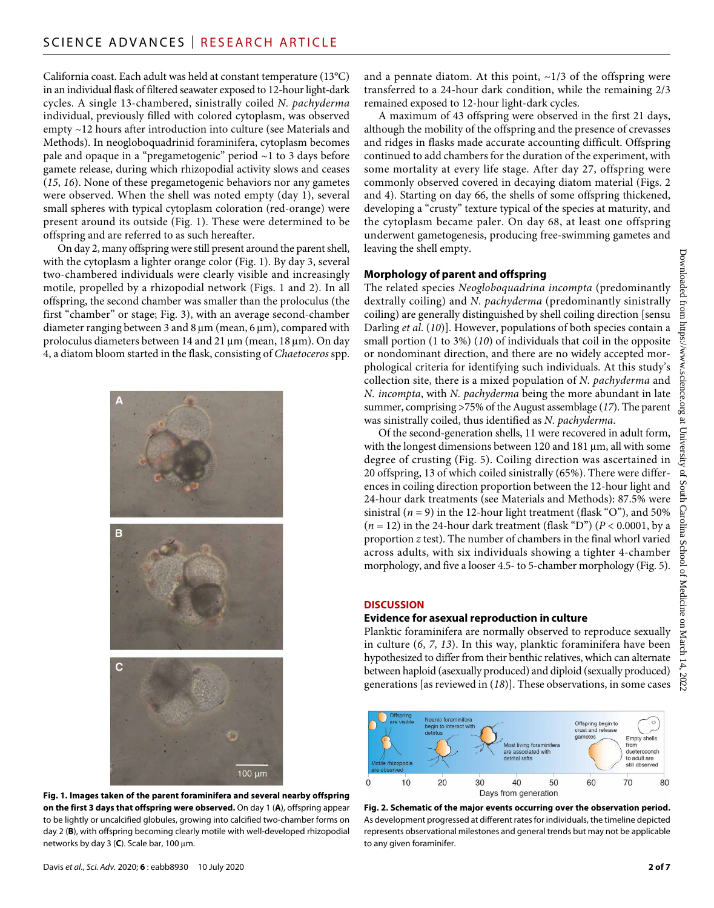California coast. Each adult was held at constant temperature (13°C) in an individual flask of filtered seawater exposed to 12-hour light-dark cycles. A single 13-chambered, sinistrally coiled *N. pachyderma* individual, previously filled with colored cytoplasm, was observed empty ~12 hours after introduction into culture (see Materials and Methods). In neogloboquadrinid foraminifera, cytoplasm becomes pale and opaque in a "pregametogenic" period ~1 to 3 days before gamete release, during which rhizopodial activity slows and ceases (*15*, *16*). None of these pregametogenic behaviors nor any gametes were observed. When the shell was noted empty (day 1), several small spheres with typical cytoplasm coloration (red-orange) were present around its outside (Fig. 1). These were determined to be offspring and are referred to as such hereafter.

On day 2, many offspring were still present around the parent shell, with the cytoplasm a lighter orange color (Fig. 1). By day 3, several two-chambered individuals were clearly visible and increasingly motile, propelled by a rhizopodial network (Figs. 1 and 2). In all offspring, the second chamber was smaller than the proloculus (the first "chamber" or stage; Fig. 3), with an average second-chamber diameter ranging between 3 and 8 µm (mean, 6 µm), compared with proloculus diameters between 14 and 21 µm (mean, 18 µm). On day 4, a diatom bloom started in the flask, consisting of *Chaetoceros* spp. and a pennate diatom. At this point, ~1/3 of the offspring were transferred to a 24-hour dark condition, while the remaining 2/3 remained exposed to 12-hour light-dark cycles.

A maximum of 43 offspring were observed in the first 21 days, although the mobility of the offspring and the presence of crevasses and ridges in flasks made accurate accounting difficult. Offspring continued to add chambers for the duration of the experiment, with some mortality at every life stage. After day 27, offspring were commonly observed covered in decaying diatom material (Figs. 2 and 4). Starting on day 66, the shells of some offspring thickened, developing a "crusty" texture typical of the species at maturity, and the cytoplasm became paler. On day 68, at least one offspring underwent gametogenesis, producing free-swimming gametes and leaving the shell empty.

**Fig. 1. Images taken of the parent foraminifera and several nearby offspring on the first 3 days that offspring were observed.** On day 1 (**A**), offspring appear to be lightly or uncalcified globules, growing into calcified two-chamber forms on day 2 (**B**), with offspring becoming clearly motile with well-developed rhizopodial networks by day 3 (**C**). Scale bar, 100 µm.

### Morphology of parent and offspring

The related species *Neogloboquadrina incompta* (predominantly dextrally coiling) and *N. pachyderma* (predominantly sinistrally coiling) are generally distinguished by shell coiling direction [sensu Darling *et al.* (*10*)]. However, populations of both species contain a small portion (1 to 3%) (*10*) of individuals that coil in the opposite or nondominant direction, and there are no widely accepted morphological criteria for identifying such individuals. At this study's collection site, there is a mixed population of *N. pachyderma* and *N. incompta*, with *N. pachyderma* being the more abundant in late summer, comprising >75% of the August assemblage (*17*). The parent was sinistrally coiled, thus identified as *N. pachyderma*.

Of the second-generation shells, 11 were recovered in adult form, with the longest dimensions between 120 and 181 µm, all with some degree of crusting (Fig. 5). Coiling direction was ascertained in 20 offspring, 13 of which coiled sinistrally (65%). There were differences in coiling direction proportion between the 12-hour light and 24-hour dark treatments (see Materials and Methods): 87.5% were sinistral ($n = 9$) in the 12-hour light treatment (flask "O"), and 50% ($n = 12$) in the 24-hour dark treatment (flask "D") ($P < 0.0001$, by a proportion $z$ test). The number of chambers in the final whorl varied across adults, with six individuals showing a tighter 4-chamber morphology, and five a looser 4.5- to 5-chamber morphology (Fig. 5).

## DISCUSSION

### Evidence for asexual reproduction in culture

Planktic foraminifera are normally observed to reproduce sexually in culture (*6*, *7*, *13*). In this way, planktic foraminifera have been hypothesized to differ from their benthic relatives, which can alternate between haploid (asexually produced) and diploid (sexually produced) generations [as reviewed in (*18*)]. These observations, in some cases

**Fig. 2. Schematic of the major events occurring over the observation period.** As development progressed at different rates for individuals, the timeline depicted represents observational milestones and general trends but may not be applicable to any given foraminifer.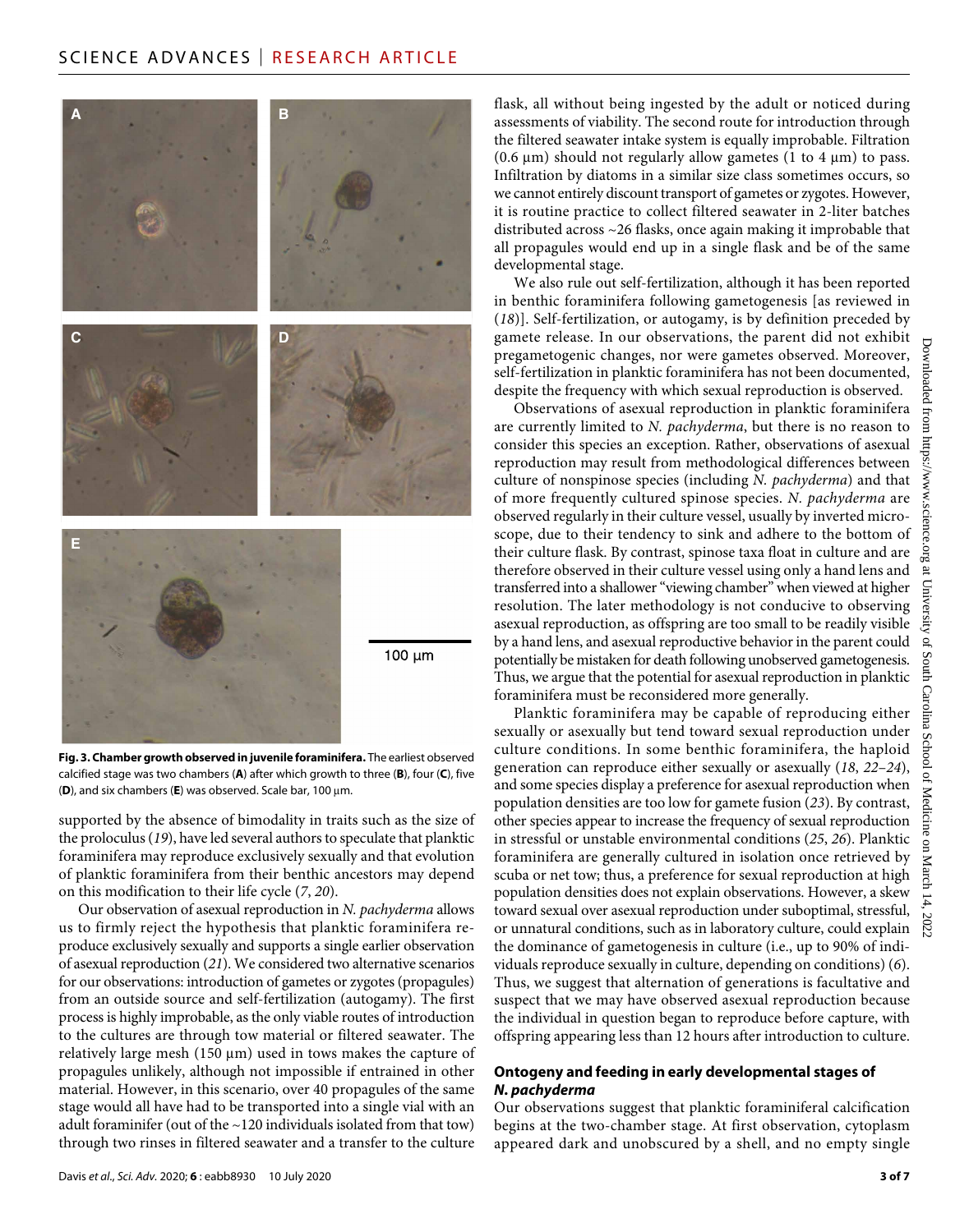**Fig. 3. Chamber growth observed in juvenile foraminifera.** The earliest observed calcified stage was two chambers (**A**) after which growth to three (**B**), four (**C**), five (**D**), and six chambers (**E**) was observed. Scale bar, 100 μm.

supported by the absence of bimodality in traits such as the size of the proloculus (*19*), have led several authors to speculate that planktic foraminifera may reproduce exclusively sexually and that evolution of planktic foraminifera from their benthic ancestors may depend on this modification to their life cycle (*7*, *20*).

Our observation of asexual reproduction in *N. pachyderma* allows us to firmly reject the hypothesis that planktic foraminifera reproduce exclusively sexually and supports a single earlier observation of asexual reproduction (*21*). We considered two alternative scenarios for our observations: introduction of gametes or zygotes (propagules) from an outside source and self-fertilization (autogamy). The first process is highly improbable, as the only viable routes of introduction to the cultures are through tow material or filtered seawater. The relatively large mesh (150 μm) used in tows makes the capture of propagules unlikely, although not impossible if entrained in other material. However, in this scenario, over 40 propagules of the same stage would all have had to be transported into a single vial with an adult foraminifer (out of the ~120 individuals isolated from that tow) through two rinses in filtered seawater and a transfer to the culture flask, all without being ingested by the adult or noticed during assessments of viability. The second route for introduction through the filtered seawater intake system is equally improbable. Filtration (0.6 μm) should not regularly allow gametes (1 to 4 μm) to pass. Infiltration by diatoms in a similar size class sometimes occurs, so we cannot entirely discount transport of gametes or zygotes. However, it is routine practice to collect filtered seawater in 2-liter batches distributed across ~26 flasks, once again making it improbable that all propagules would end up in a single flask and be of the same developmental stage.

We also rule out self-fertilization, although it has been reported in benthic foraminifera following gametogenesis [as reviewed in (*18*)]. Self-fertilization, or autogamy, is by definition preceded by gamete release. In our observations, the parent did not exhibit pregametogenic changes, nor were gametes observed. Moreover, self-fertilization in planktic foraminifera has not been documented, despite the frequency with which sexual reproduction is observed.

Observations of asexual reproduction in planktic foraminifera are currently limited to *N. pachyderma*, but there is no reason to consider this species an exception. Rather, observations of asexual reproduction may result from methodological differences between culture of nonspinose species (including *N. pachyderma*) and that of more frequently cultured spinose species. *N. pachyderma* are observed regularly in their culture vessel, usually by inverted microscope, due to their tendency to sink and adhere to the bottom of their culture flask. By contrast, spinose taxa float in culture and are therefore observed in their culture vessel using only a hand lens and transferred into a shallower "viewing chamber" when viewed at higher resolution. The later methodology is not conducive to observing asexual reproduction, as offspring are too small to be readily visible by a hand lens, and asexual reproductive behavior in the parent could potentially be mistaken for death following unobserved gametogenesis. Thus, we argue that the potential for asexual reproduction in planktic foraminifera must be reconsidered more generally.

Planktic foraminifera may be capable of reproducing either sexually or asexually but tend toward sexual reproduction under culture conditions. In some benthic foraminifera, the haploid generation can reproduce either sexually or asexually (*18*, *22*–*24*), and some species display a preference for asexual reproduction when population densities are too low for gamete fusion (*23*). By contrast, other species appear to increase the frequency of sexual reproduction in stressful or unstable environmental conditions (*25*, *26*). Planktic foraminifera are generally cultured in isolation once retrieved by scuba or net tow; thus, a preference for sexual reproduction at high population densities does not explain observations. However, a skew toward sexual over asexual reproduction under suboptimal, stressful, or unnatural conditions, such as in laboratory culture, could explain the dominance of gametogenesis in culture (i.e., up to 90% of individuals reproduce sexually in culture, depending on conditions) (*6*). Thus, we suggest that alternation of generations is facultative and suspect that we may have observed asexual reproduction because the individual in question began to reproduce before capture, with offspring appearing less than 12 hours after introduction to culture.

### Ontogeny and feeding in early developmental stages of *N. pachyderma*

Our observations suggest that planktic foraminiferal calcification begins at the two-chamber stage. At first observation, cytoplasm appeared dark and unobscured by a shell, and no empty single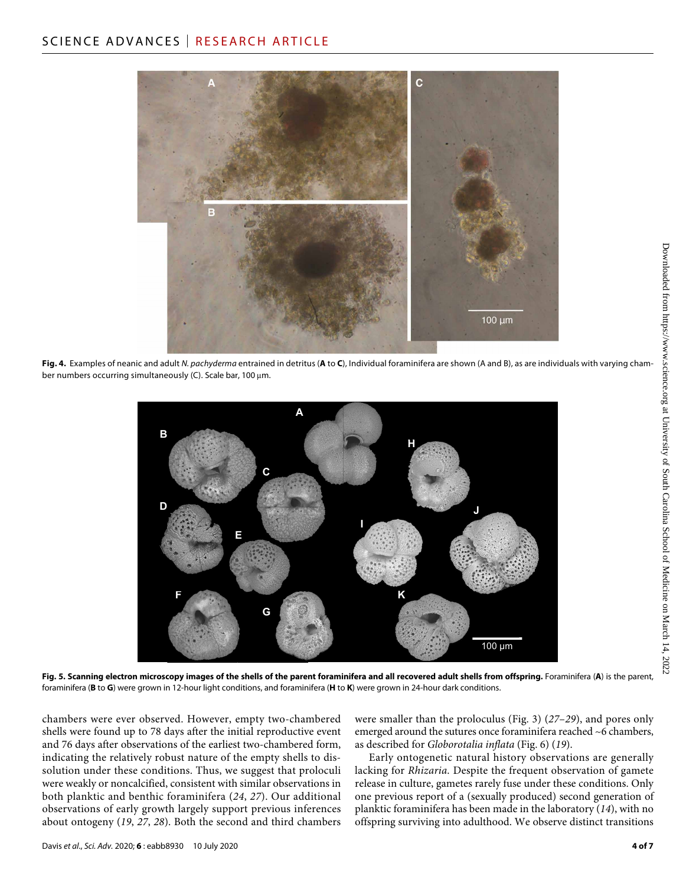**Fig. 4.** Examples of neanic and adult *N. pachyderma* entrained in detritus (**A** to **C**), Individual foraminifera are shown (A and B), as are individuals with varying chamber numbers occurring simultaneously (C). Scale bar, 100 μm.

**Fig. 5. Scanning electron microscopy images of the shells of the parent foraminifera and all recovered adult shells from offspring.** Foraminifera (**A**) is the parent, foraminifera (**B** to **G**) were grown in 12-hour light conditions, and foraminifera (**H** to **K**) were grown in 24-hour dark conditions.

chambers were ever observed. However, empty two-chambered shells were found up to 78 days after the initial reproductive event and 76 days after observations of the earliest two-chambered form, indicating the relatively robust nature of the empty shells to dissolution under these conditions. Thus, we suggest that proloculi were weakly or noncalcified, consistent with similar observations in both planktic and benthic foraminifera (*24*, *27*). Our additional observations of early growth largely support previous inferences about ontogeny (*19*, *27*, *28*). Both the second and third chambers were smaller than the proloculus (Fig. 3) (*27*–*29*), and pores only emerged around the sutures once foraminifera reached ~6 chambers, as described for *Globorotalia inflata* (Fig. 6) (*19*).

Early ontogenetic natural history observations are generally lacking for *Rhizaria*. Despite the frequent observation of gamete release in culture, gametes rarely fuse under these conditions. Only one previous report of a (sexually produced) second generation of planktic foraminifera has been made in the laboratory (*14*), with no offspring surviving into adulthood. We observe distinct transitions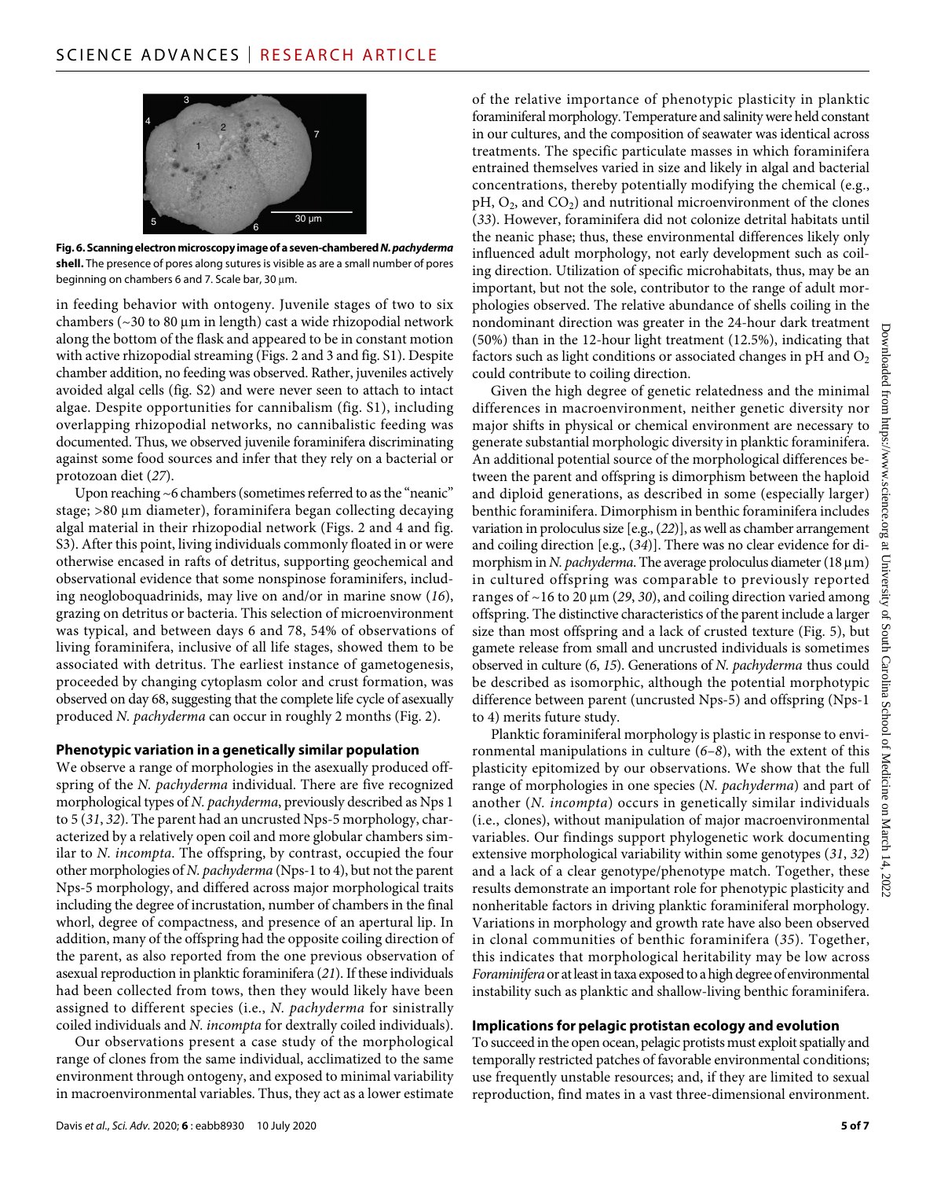**Fig. 6. Scanning electron microscopy image of a seven-chambered *N. pachyderma* shell.** The presence of pores along sutures is visible as are a small number of pores beginning on chambers 6 and 7. Scale bar, 30 μm.

in feeding behavior with ontogeny. Juvenile stages of two to six chambers (~30 to 80 μm in length) cast a wide rhizopodial network along the bottom of the flask and appeared to be in constant motion with active rhizopodial streaming (Figs. 2 and 3 and fig. S1). Despite chamber addition, no feeding was observed. Rather, juveniles actively avoided algal cells (fig. S2) and were never seen to attach to intact algae. Despite opportunities for cannibalism (fig. S1), including overlapping rhizopodial networks, no cannibalistic feeding was documented. Thus, we observed juvenile foraminifera discriminating against some food sources and infer that they rely on a bacterial or protozoan diet (*27*).

Upon reaching ~6 chambers (sometimes referred to as the "neanic" stage; >80 μm diameter), foraminifera began collecting decaying algal material in their rhizopodial network (Figs. 2 and 4 and fig. S3). After this point, living individuals commonly floated in or were otherwise encased in rafts of detritus, supporting geochemical and observational evidence that some nonspinose foraminifers, including neogloboquadrinids, may live on and/or in marine snow (*16*), grazing on detritus or bacteria. This selection of microenvironment was typical, and between days 6 and 78, 54% of observations of living foraminifera, inclusive of all life stages, showed them to be associated with detritus. The earliest instance of gametogenesis, proceeded by changing cytoplasm color and crust formation, was observed on day 68, suggesting that the complete life cycle of asexually produced *N. pachyderma* can occur in roughly 2 months (Fig. 2).

### Phenotypic variation in a genetically similar population

We observe a range of morphologies in the asexually produced offspring of the *N. pachyderma* individual. There are five recognized morphological types of *N. pachyderma*, previously described as Nps 1 to 5 (*31*, *32*). The parent had an uncrusted Nps-5 morphology, characterized by a relatively open coil and more globular chambers similar to *N. incompta*. The offspring, by contrast, occupied the four other morphologies of *N. pachyderma* (Nps-1 to 4), but not the parent Nps-5 morphology, and differed across major morphological traits including the degree of incrustation, number of chambers in the final whorl, degree of compactness, and presence of an apertural lip. In addition, many of the offspring had the opposite coiling direction of the parent, as also reported from the one previous observation of asexual reproduction in planktic foraminifera (*21*). If these individuals had been collected from tows, then they would likely have been assigned to different species (i.e., *N. pachyderma* for sinistrally coiled individuals and *N. incompta* for dextrally coiled individuals).

Our observations present a case study of the morphological range of clones from the same individual, acclimatized to the same environment through ontogeny, and exposed to minimal variability in macroenvironmental variables. Thus, they act as a lower estimate of the relative importance of phenotypic plasticity in planktic foraminiferal morphology. Temperature and salinity were held constant in our cultures, and the composition of seawater was identical across treatments. The specific particulate masses in which foraminifera entrained themselves varied in size and likely in algal and bacterial concentrations, thereby potentially modifying the chemical (e.g., pH, $O_2$, and $CO_2$) and nutritional microenvironment of the clones (*33*). However, foraminifera did not colonize detrital habitats until the neanic phase; thus, these environmental differences likely only influenced adult morphology, not early development such as coiling direction. Utilization of specific microhabitats, thus, may be an important, but not the sole, contributor to the range of adult morphologies observed. The relative abundance of shells coiling in the nondominant direction was greater in the 24-hour dark treatment (50%) than in the 12-hour light treatment (12.5%), indicating that factors such as light conditions or associated changes in pH and $O_2$ could contribute to coiling direction.

Given the high degree of genetic relatedness and the minimal differences in macroenvironment, neither genetic diversity nor major shifts in physical or chemical environment are necessary to generate substantial morphologic diversity in planktic foraminifera. An additional potential source of the morphological differences between the parent and offspring is dimorphism between the haploid and diploid generations, as described in some (especially larger) benthic foraminifera. Dimorphism in benthic foraminifera includes variation in proloculus size [e.g., (*22*)], as well as chamber arrangement and coiling direction [e.g., (*34*)]. There was no clear evidence for dimorphism in *N. pachyderma*. The average proloculus diameter (18 μm) in cultured offspring was comparable to previously reported ranges of ~16 to 20 μm (*29*, *30*), and coiling direction varied among offspring. The distinctive characteristics of the parent include a larger size than most offspring and a lack of crusted texture (Fig. 5), but gamete release from small and uncrusted individuals is sometimes observed in culture (*6*, *15*). Generations of *N. pachyderma* thus could be described as isomorphic, although the potential morphotypic difference between parent (uncrusted Nps-5) and offspring (Nps-1 to 4) merits future study.

Planktic foraminiferal morphology is plastic in response to environmental manipulations in culture (*6*–*8*), with the extent of this plasticity epitomized by our observations. We show that the full range of morphologies in one species (*N. pachyderma*) and part of another (*N. incompta*) occurs in genetically similar individuals (i.e., clones), without manipulation of major macroenvironmental variables. Our findings support phylogenetic work documenting extensive morphological variability within some genotypes (*31*, *32*) and a lack of a clear genotype/phenotype match. Together, these results demonstrate an important role for phenotypic plasticity and nonheritable factors in driving planktic foraminiferal morphology. Variations in morphology and growth rate have also been observed in clonal communities of benthic foraminifera (*35*). Together, this indicates that morphological heritability may be low across *Foraminifera* or at least in taxa exposed to a high degree of environmental instability such as planktic and shallow-living benthic foraminifera.

### Implications for pelagic protistan ecology and evolution

To succeed in the open ocean, pelagic protists must exploit spatially and temporally restricted patches of favorable environmental conditions; use frequently unstable resources; and, if they are limited to sexual reproduction, find mates in a vast three-dimensional environment.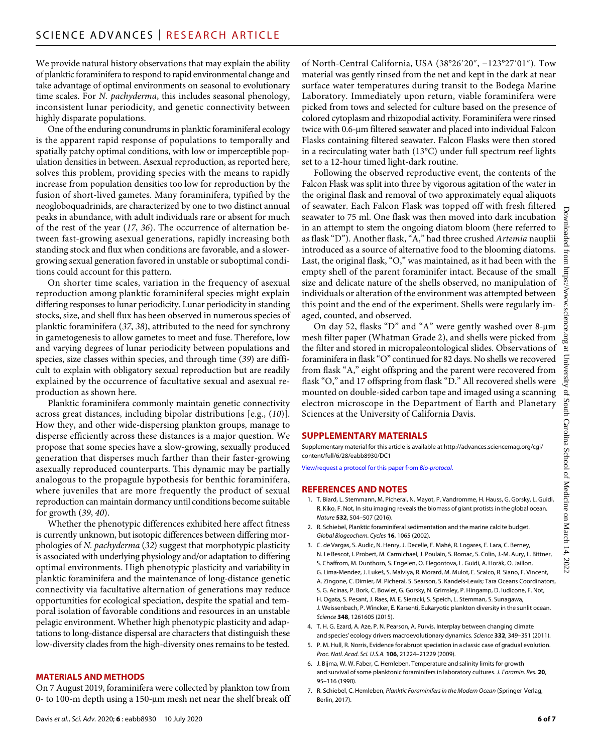We provide natural history observations that may explain the ability of planktic foraminifera to respond to rapid environmental change and take advantage of optimal environments on seasonal to evolutionary time scales. For *N. pachyderma*, this includes seasonal phenology, inconsistent lunar periodicity, and genetic connectivity between highly disparate populations.

One of the enduring conundrums in planktic foraminiferal ecology is the apparent rapid response of populations to temporally and spatially patchy optimal conditions, with low or imperceptible population densities in between. Asexual reproduction, as reported here, solves this problem, providing species with the means to rapidly increase from population densities too low for reproduction by the fusion of short-lived gametes. Many foraminifera, typified by the neogloboquadrinids, are characterized by one to two distinct annual peaks in abundance, with adult individuals rare or absent for much of the rest of the year (*17*, *36*). The occurrence of alternation between fast-growing asexual generations, rapidly increasing both standing stock and flux when conditions are favorable, and a slower-growing sexual generation favored in unstable or suboptimal conditions could account for this pattern.

On shorter time scales, variation in the frequency of asexual reproduction among planktic foraminiferal species might explain differing responses to lunar periodicity. Lunar periodicity in standing stocks, size, and shell flux has been observed in numerous species of planktic foraminifera (*37*, *38*), attributed to the need for synchrony in gametogenesis to allow gametes to meet and fuse. Therefore, low and varying degrees of lunar periodicity between populations and species, size classes within species, and through time (*39*) are difficult to explain with obligatory sexual reproduction but are readily explained by the occurrence of facultative sexual and asexual reproduction as shown here.

Planktic foraminifera commonly maintain genetic connectivity across great distances, including bipolar distributions [e.g., (*10*)]. How they, and other wide-dispersing plankton groups, manage to disperse efficiently across these distances is a major question. We propose that some species have a slow-growing, sexually produced generation that disperses much farther than their faster-growing asexually reproduced counterparts. This dynamic may be partially analogous to the propagule hypothesis for benthic foraminifera, where juveniles that are more frequently the product of sexual reproduction can maintain dormancy until conditions become suitable for growth (*39*, *40*).

Whether the phenotypic differences exhibited here affect fitness is currently unknown, but isotopic differences between differing morphologies of *N. pachyderma* (*32*) suggest that morphotypic plasticity is associated with underlying physiology and/or adaptation to differing optimal environments. High phenotypic plasticity and variability in planktic foraminifera and the maintenance of long-distance genetic connectivity via facultative alternation of generations may reduce opportunities for ecological speciation, despite the spatial and temporal isolation of favorable conditions and resources in an unstable pelagic environment. Whether high phenotypic plasticity and adaptations to long-distance dispersal are characters that distinguish these low-diversity clades from the high-diversity ones remains to be tested.

## MATERIALS AND METHODS

On 7 August 2019, foraminifera were collected by plankton tow from 0- to 100-m depth using a 150-μm mesh net near the shelf break off of North-Central California, USA (38°26′20″, −123°27′01″). Tow material was gently rinsed from the net and kept in the dark at near surface water temperatures during transit to the Bodega Marine Laboratory. Immediately upon return, viable foraminifera were picked from tows and selected for culture based on the presence of colored cytoplasm and rhizopodial activity. Foraminifera were rinsed twice with 0.6-μm filtered seawater and placed into individual Falcon Flasks containing filtered seawater. Falcon Flasks were then stored in a recirculating water bath (13°C) under full spectrum reef lights set to a 12-hour timed light-dark routine.

Following the observed reproductive event, the contents of the Falcon Flask was split into three by vigorous agitation of the water in the original flask and removal of two approximately equal aliquots of seawater. Each Falcon Flask was topped off with fresh filtered seawater to 75 ml. One flask was then moved into dark incubation in an attempt to stem the ongoing diatom bloom (here referred to as flask "D"). Another flask, "A," had three crushed *Artemia* nauplii introduced as a source of alternative food to the blooming diatoms. Last, the original flask, "O," was maintained, as it had been with the empty shell of the parent foraminifer intact. Because of the small size and delicate nature of the shells observed, no manipulation of individuals or alteration of the environment was attempted between this point and the end of the experiment. Shells were regularly imaged, counted, and observed.

On day 52, flasks "D" and "A" were gently washed over 8-μm mesh filter paper (Whatman Grade 2), and shells were picked from the filter and stored in micropaleontological slides. Observations of foraminifera in flask "O" continued for 82 days. No shells we recovered from flask "A," eight offspring and the parent were recovered from flask "O," and 17 offspring from flask "D." All recovered shells were mounted on double-sided carbon tape and imaged using a scanning electron microscope in the Department of Earth and Planetary Sciences at the University of California Davis.

## SUPPLEMENTARY MATERIALS

Supplementary material for this article is available at http://advances.sciencemag.org/cgi/content/full/6/28/eabb8930/DC1

View/request a protocol for this paper from *Bio-protocol*.

## REFERENCES AND NOTES

1. T. Biard, L. Stemmann, M. Picheral, N. Mayot, P. Vandromme, H. Hauss, G. Gorsky, L. Guidi, R. Kiko, F. Not, In situ imaging reveals the biomass of giant protists in the global ocean. *Nature* **532**, 504–507 (2016).
2. R. Schiebel, Planktic foraminiferal sedimentation and the marine calcite budget. *Global Biogeochem. Cycles* **16**, 1065 (2002).
3. C. de Vargas, S. Audic, N. Henry, J. Decelle, F. Mahé, R. Logares, E. Lara, C. Berney, N. Le Bescot, I. Probert, M. Carmichael, J. Poulain, S. Romac, S. Colin, J.-M. Aury, L. Bittner, S. Chaffron, M. Dunthorn, S. Engelen, O. Flegontova, L. Guidi, A. Horák, O. Jaillon, G. Lima-Mendez, J. Lukeš, S. Malviya, R. Morard, M. Mulot, E. Scalco, R. Siano, F. Vincent, A. Zingone, C. Dimier, M. Picheral, S. Searson, S. Kandels-Lewis; Tara Oceans Coordinators, S. G. Acinas, P. Bork, C. Bowler, G. Gorsky, N. Grimsley, P. Hingamp, D. Iudicone, F. Not, H. Ogata, S. Pesant, J. Raes, M. E. Sieracki, S. Speich, L. Stemman, S. Sunagawa, J. Weissenbach, P. Wincker, E. Karsenti, Eukaryotic plankton diversity in the sunlit ocean. *Science* **348**, 1261605 (2015).
4. T. H. G. Ezard, A. Aze, P. N. Pearson, A. Purvis, Interplay between changing climate and species' ecology drives macroevolutionary dynamics. *Science* **332**, 349–351 (2011).
5. P. M. Hull, R. Norris, Evidence for abrupt speciation in a classic case of gradual evolution. *Proc. Natl. Acad. Sci. U.S.A.* **106**, 21224–21229 (2009).
6. J. Bijma, W. W. Faber, C. Hemleben, Temperature and salinity limits for growth and survival of some planktonic foraminifers in laboratory cultures. *J. Foramin. Res.* **20**, 95–116 (1990).
7. R. Schiebel, C. Hemleben, *Planktic Foraminifers in the Modern Ocean* (Springer-Verlag, Berlin, 2017).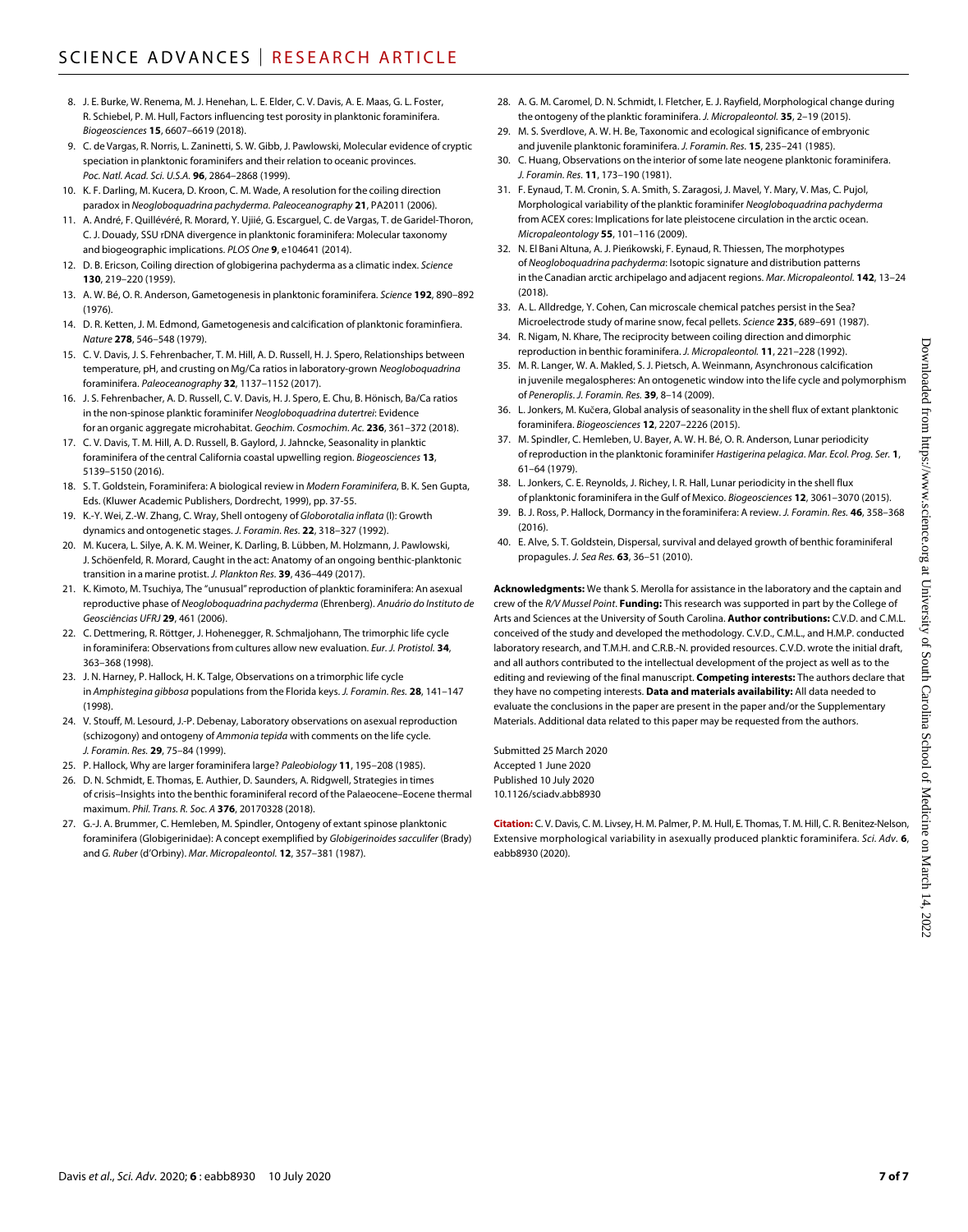8. J. E. Burke, W. Renema, M. J. Henehan, L. E. Elder, C. V. Davis, A. E. Maas, G. L. Foster, R. Schiebel, P. M. Hull, Factors influencing test porosity in planktonic foraminifera. *Biogeosciences* **15**, 6607–6619 (2018).
9. C. de Vargas, R. Norris, L. Zaninetti, S. W. Gibb, J. Pawlowski, Molecular evidence of cryptic speciation in planktonic foraminifers and their relation to oceanic provinces. *Poc. Natl. Acad. Sci. U.S.A.* **96**, 2864–2868 (1999).
10. K. F. Darling, M. Kucera, D. Kroon, C. M. Wade, A resolution for the coiling direction paradox in *Neogloboquadrina pachyderma*. *Paleoceanography* **21**, PA2011 (2006).
11. A. André, F. Quillévéré, R. Morard, Y. Ujiié, G. Escarguel, C. de Vargas, T. de Garidel-Thoron, C. J. Douady, SSU rDNA divergence in planktonic foraminifera: Molecular taxonomy and biogeographic implications. *PLOS One* **9**, e104641 (2014).
12. D. B. Ericson, Coiling direction of globigerina pachyderma as a climatic index. *Science* **130**, 219–220 (1959).
13. A. W. Bé, O. R. Anderson, Gametogenesis in planktonic foraminifera. *Science* **192**, 890–892 (1976).
14. D. R. Ketten, J. M. Edmond, Gametogenesis and calcification of planktonic foraminfiera. *Nature* **278**, 546–548 (1979).
15. C. V. Davis, J. S. Fehrenbacher, T. M. Hill, A. D. Russell, H. J. Spero, Relationships between temperature, pH, and crusting on Mg/Ca ratios in laboratory-grown *Neogloboquadrina* foraminifera. *Paleoceanography* **32**, 1137–1152 (2017).
16. J. S. Fehrenbacher, A. D. Russell, C. V. Davis, H. J. Spero, E. Chu, B. Hönisch, Ba/Ca ratios in the non-spinose planktic foraminifer *Neogloboquadrina dutertrei*: Evidence for an organic aggregate microhabitat. *Geochim. Cosmochim. Ac.* **236**, 361–372 (2018).
17. C. V. Davis, T. M. Hill, A. D. Russell, B. Gaylord, J. Jahncke, Seasonality in planktic foraminifera of the central California coastal upwelling region. *Biogeosciences* **13**, 5139–5150 (2016).
18. S. T. Goldstein, Foraminifera: A biological review in *Modern Foraminifera*, B. K. Sen Gupta, Eds. (Kluwer Academic Publishers, Dordrecht, 1999), pp. 37-55.
19. K.-Y. Wei, Z.-W. Zhang, C. Wray, Shell ontogeny of *Globorotalia inflata* (I): Growth dynamics and ontogenetic stages. *J. Foramin. Res.* **22**, 318–327 (1992).
20. M. Kucera, L. Silye, A. K. M. Weiner, K. Darling, B. Lübben, M. Holzmann, J. Pawlowski, J. Schöenfeld, R. Morard, Caught in the act: Anatomy of an ongoing benthic-planktonic transition in a marine protist. *J. Plankton Res.* **39**, 436–449 (2017).
21. K. Kimoto, M. Tsuchiya, The "unusual" reproduction of planktic foraminifera: An asexual reproductive phase of *Neogloboquadrina pachyderma* (Ehrenberg). *Anuário do Instituto de Geosciências UFRJ* **29**, 461 (2006).
22. C. Dettmering, R. Röttger, J. Hohenegger, R. Schmaljohann, The trimorphic life cycle in foraminifera: Observations from cultures allow new evaluation. *Eur. J. Protistol.* **34**, 363–368 (1998).
23. J. N. Harney, P. Hallock, H. K. Talge, Observations on a trimorphic life cycle in *Amphistegina gibbosa* populations from the Florida keys. *J. Foramin. Res.* **28**, 141–147 (1998).
24. V. Stouff, M. Lesourd, J.-P. Debenay, Laboratory observations on asexual reproduction (schizogony) and ontogeny of *Ammonia tepida* with comments on the life cycle. *J. Foramin. Res.* **29**, 75–84 (1999).
25. P. Hallock, Why are larger foraminifera large? *Paleobiology* **11**, 195–208 (1985).
26. D. N. Schmidt, E. Thomas, E. Authier, D. Saunders, A. Ridgwell, Strategies in times of crisis–Insights into the benthic foraminiferal record of the Palaeocene–Eocene thermal maximum. *Phil. Trans. R. Soc. A* **376**, 20170328 (2018).
27. G.-J. A. Brummer, C. Hemleben, M. Spindler, Ontogeny of extant spinose planktonic foraminifera (Globigerinidae): A concept exemplified by *Globigerinoides sacculifer* (Brady) and *G. Ruber* (d'Orbiny). *Mar. Micropaleontol.* **12**, 357–381 (1987).
28. A. G. M. Caromel, D. N. Schmidt, I. Fletcher, E. J. Rayfield, Morphological change during the ontogeny of the planktic foraminifera. *J. Micropaleontol.* **35**, 2–19 (2015).
29. M. S. Sverdlove, A. W. H. Be, Taxonomic and ecological significance of embryonic and juvenile planktonic foraminifera. *J. Foramin. Res.* **15**, 235–241 (1985).
30. C. Huang, Observations on the interior of some late neogene planktonic foraminifera. *J. Foramin. Res.* **11**, 173–190 (1981).
31. F. Eynaud, T. M. Cronin, S. A. Smith, S. Zaragosi, J. Mavel, Y. Mary, V. Mas, C. Pujol, Morphological variability of the planktic foraminifer *Neogloboquadrina pachyderma* from ACEX cores: Implications for late pleistocene circulation in the arctic ocean. *Micropaleontology* **55**, 101–116 (2009).
32. N. El Bani Altuna, A. J. Pieńkowski, F. Eynaud, R. Thiessen, The morphotypes of *Neogloboquadrina pachyderma*: Isotopic signature and distribution patterns in the Canadian arctic archipelago and adjacent regions. *Mar. Micropaleontol.* **142**, 13–24 (2018).
33. A. L. Alldredge, Y. Cohen, Can microscale chemical patches persist in the Sea? Microelectrode study of marine snow, fecal pellets. *Science* **235**, 689–691 (1987).
34. R. Nigam, N. Khare, The reciprocity between coiling direction and dimorphic reproduction in benthic foraminifera. *J. Micropaleontol.* **11**, 221–228 (1992).
35. M. R. Langer, W. A. Makled, S. J. Pietsch, A. Weinmann, Asynchronous calcification in juvenile megalospheres: An ontogenetic window into the life cycle and polymorphism of *Peneroplis*. *J. Foramin. Res.* **39**, 8–14 (2009).
36. L. Jonkers, M. Kučera, Global analysis of seasonality in the shell flux of extant planktonic foraminifera. *Biogeosciences* **12**, 2207–2226 (2015).
37. M. Spindler, C. Hemleben, U. Bayer, A. W. H. Bé, O. R. Anderson, Lunar periodicity of reproduction in the planktonic foraminifer *Hastigerina pelagica*. *Mar. Ecol. Prog. Ser.* **1**, 61–64 (1979).
38. L. Jonkers, C. E. Reynolds, J. Richey, I. R. Hall, Lunar periodicity in the shell flux of planktonic foraminifera in the Gulf of Mexico. *Biogeosciences* **12**, 3061–3070 (2015).
39. B. J. Ross, P. Hallock, Dormancy in the foraminifera: A review. *J. Foramin. Res.* **46**, 358–368 (2016).
40. E. Alve, S. T. Goldstein, Dispersal, survival and delayed growth of benthic foraminiferal propagules. *J. Sea Res.* **63**, 36–51 (2010).

**Acknowledgments:** We thank S. Merolla for assistance in the laboratory and the captain and crew of the *R/V Mussel Point*. **Funding:** This research was supported in part by the College of Arts and Sciences at the University of South Carolina. **Author contributions:** C.V.D. and C.M.L. conceived of the study and developed the methodology. C.V.D., C.M.L., and H.M.P. conducted laboratory research, and T.M.H. and C.R.B.-N. provided resources. C.V.D. wrote the initial draft, and all authors contributed to the intellectual development of the project as well as to the editing and reviewing of the final manuscript. **Competing interests:** The authors declare that they have no competing interests. **Data and materials availability:** All data needed to evaluate the conclusions in the paper are present in the paper and/or the Supplementary Materials. Additional data related to this paper may be requested from the authors.

Submitted 25 March 2020
Accepted 1 June 2020
Published 10 July 2020
10.1126/sciadv.abb8930

**Citation:** C. V. Davis, C. M. Livsey, H. M. Palmer, P. M. Hull, E. Thomas, T. M. Hill, C. R. Benitez-Nelson, Extensive morphological variability in asexually produced planktic foraminifera. *Sci. Adv.* **6**, eabb8930 (2020).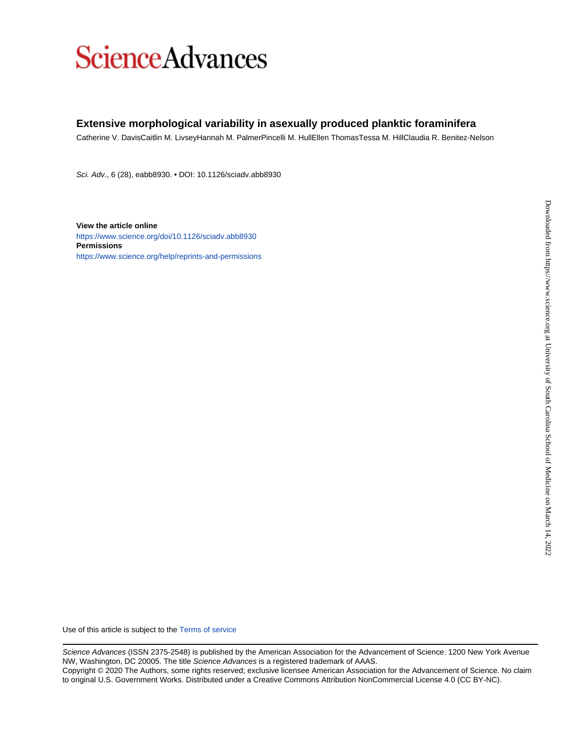# ScienceAdvances

## Extensive morphological variability in asexually produced planktic foraminifera

Catherine V. DavisCaitlin M. LivseyHannah M. PalmerPincelli M. HullEllen ThomasTessa M. HillClaudia R. Benitez-Nelson

*Sci. Adv.*, 6 (28), eabb8930. • DOI: 10.1126/sciadv.abb8930

**View the article online**
https://www.science.org/doi/10.1126/sciadv.abb8930
**Permissions**
https://www.science.org/help/reprints-and-permissions

Downloaded from https://www.science.org at University of South Carolina School of Medicine on March 14, 2022

Use of this article is subject to the Terms of service

*Science Advances* (ISSN 2375-2548) is published by the American Association for the Advancement of Science. 1200 New York Avenue NW, Washington, DC 20005. The title *Science Advances* is a registered trademark of AAAS.
Copyright © 2020 The Authors, some rights reserved; exclusive licensee American Association for the Advancement of Science. No claim to original U.S. Government Works. Distributed under a Creative Commons Attribution NonCommercial License 4.0 (CC BY-NC).